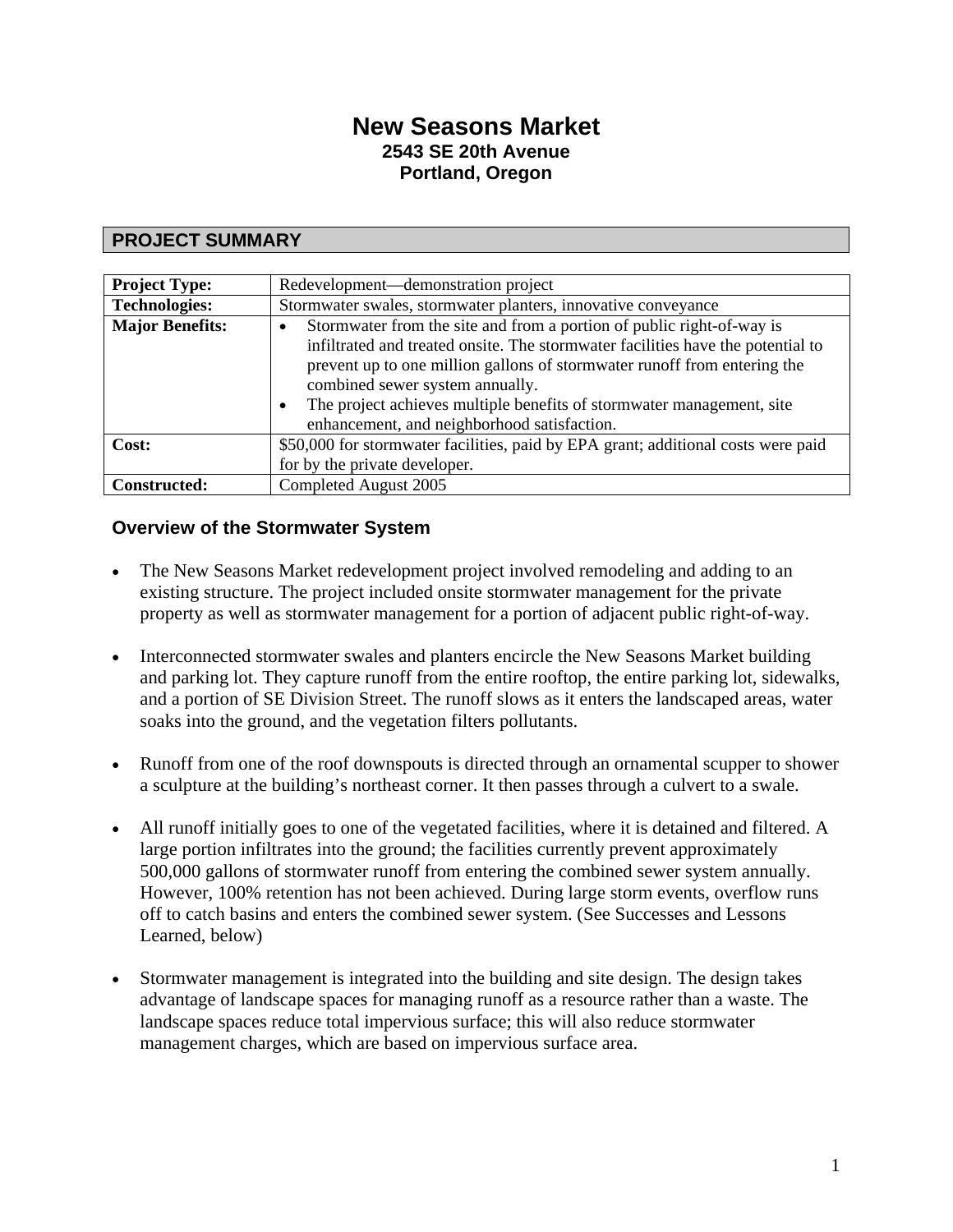# New Seasons Market

**2543 SE 20th Avenue**
**Portland, Oregon**

## PROJECT SUMMARY

| | |
|---|---|
| **Project Type:** | Redevelopment—demonstration project |
| **Technologies:** | Stormwater swales, stormwater planters, innovative conveyance |
| **Major Benefits:** | • Stormwater from the site and from a portion of public right-of-way is infiltrated and treated onsite. The stormwater facilities have the potential to prevent up to one million gallons of stormwater runoff from entering the combined sewer system annually. <br> • The project achieves multiple benefits of stormwater management, site enhancement, and neighborhood satisfaction. |
| **Cost:** | $50,000 for stormwater facilities, paid by EPA grant; additional costs were paid for by the private developer. |
| **Constructed:** | Completed August 2005 |

### Overview of the Stormwater System

- The New Seasons Market redevelopment project involved remodeling and adding to an existing structure. The project included onsite stormwater management for the private property as well as stormwater management for a portion of adjacent public right-of-way.

- Interconnected stormwater swales and planters encircle the New Seasons Market building and parking lot. They capture runoff from the entire rooftop, the entire parking lot, sidewalks, and a portion of SE Division Street. The runoff slows as it enters the landscaped areas, water soaks into the ground, and the vegetation filters pollutants.

- Runoff from one of the roof downspouts is directed through an ornamental scupper to shower a sculpture at the building's northeast corner. It then passes through a culvert to a swale.

- All runoff initially goes to one of the vegetated facilities, where it is detained and filtered. A large portion infiltrates into the ground; the facilities currently prevent approximately 500,000 gallons of stormwater runoff from entering the combined sewer system annually. However, 100% retention has not been achieved. During large storm events, overflow runs off to catch basins and enters the combined sewer system. (See Successes and Lessons Learned, below)

- Stormwater management is integrated into the building and site design. The design takes advantage of landscape spaces for managing runoff as a resource rather than a waste. The landscape spaces reduce total impervious surface; this will also reduce stormwater management charges, which are based on impervious surface area.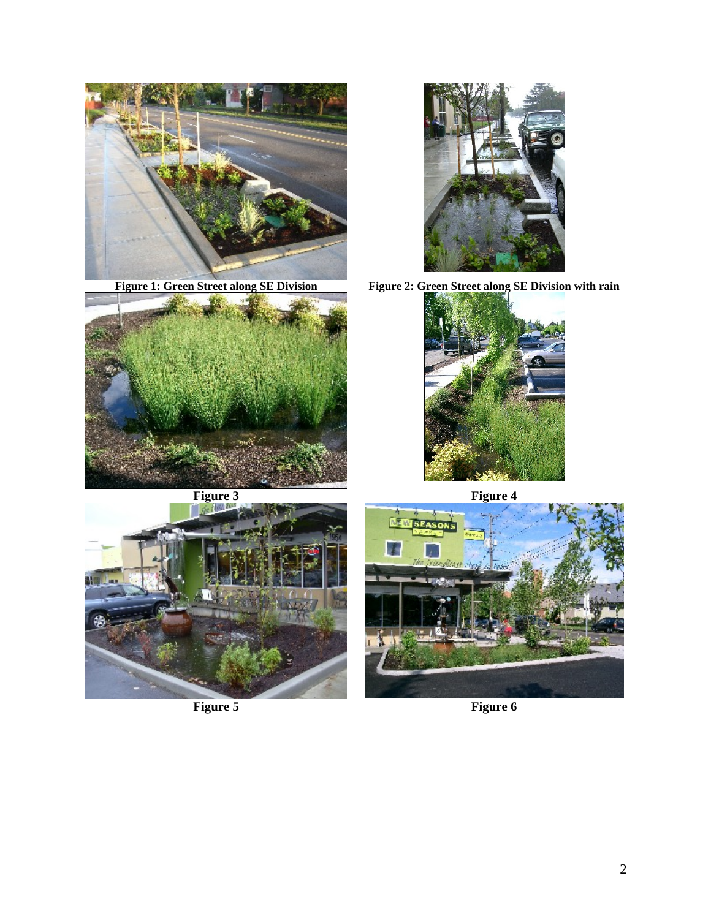**Figure 1: Green Street along SE Division**

**Figure 2: Green Street along SE Division with rain**

**Figure 3**

**Figure 4**

**Figure 5**

**Figure 6**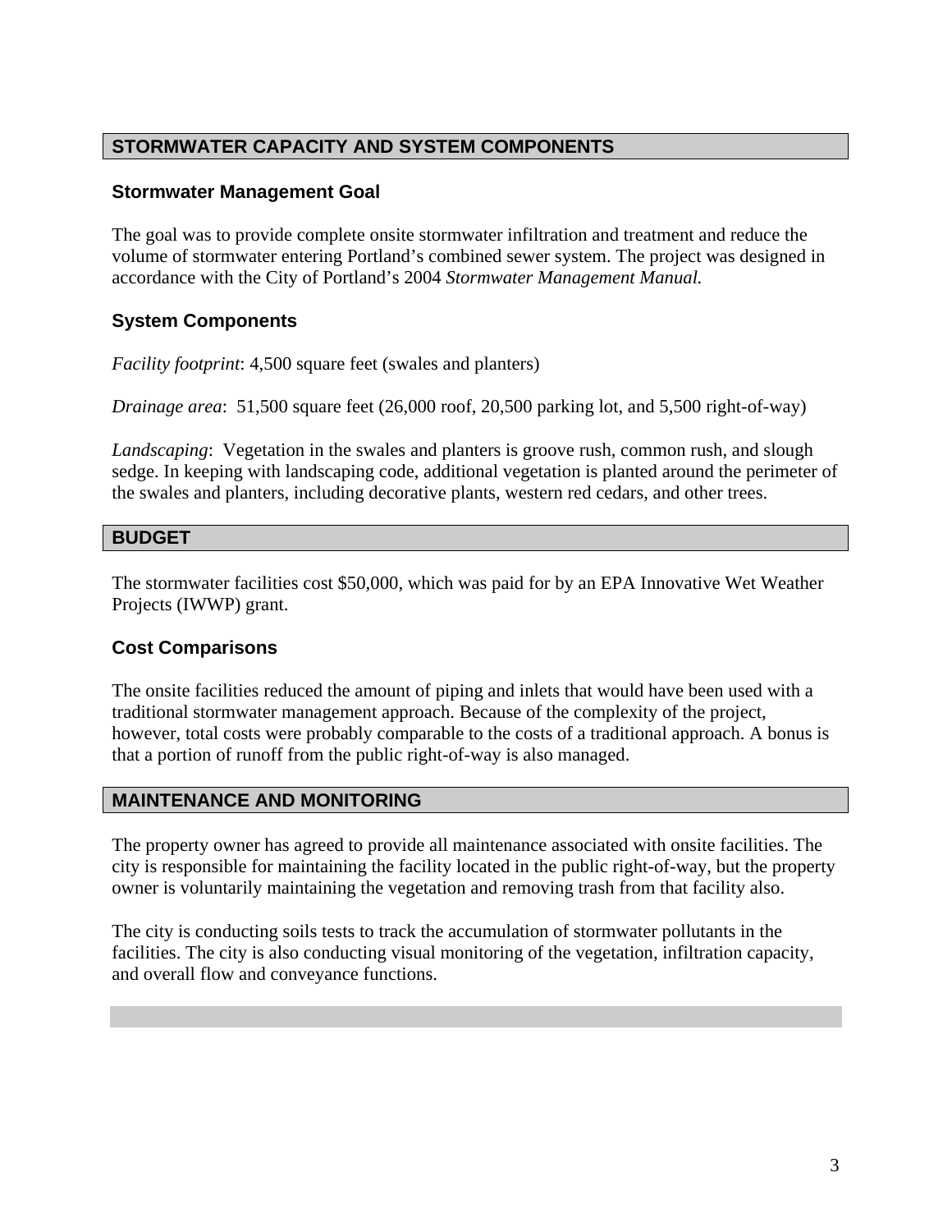## STORMWATER CAPACITY AND SYSTEM COMPONENTS

### Stormwater Management Goal

The goal was to provide complete onsite stormwater infiltration and treatment and reduce the volume of stormwater entering Portland's combined sewer system. The project was designed in accordance with the City of Portland's 2004 *Stormwater Management Manual.*

### System Components

*Facility footprint*: 4,500 square feet (swales and planters)

*Drainage area*: 51,500 square feet (26,000 roof, 20,500 parking lot, and 5,500 right-of-way)

*Landscaping*: Vegetation in the swales and planters is groove rush, common rush, and slough sedge. In keeping with landscaping code, additional vegetation is planted around the perimeter of the swales and planters, including decorative plants, western red cedars, and other trees.

## BUDGET

The stormwater facilities cost $50,000, which was paid for by an EPA Innovative Wet Weather Projects (IWWP) grant.

### Cost Comparisons

The onsite facilities reduced the amount of piping and inlets that would have been used with a traditional stormwater management approach. Because of the complexity of the project, however, total costs were probably comparable to the costs of a traditional approach. A bonus is that a portion of runoff from the public right-of-way is also managed.

## MAINTENANCE AND MONITORING

The property owner has agreed to provide all maintenance associated with onsite facilities. The city is responsible for maintaining the facility located in the public right-of-way, but the property owner is voluntarily maintaining the vegetation and removing trash from that facility also.

The city is conducting soils tests to track the accumulation of stormwater pollutants in the facilities. The city is also conducting visual monitoring of the vegetation, infiltration capacity, and overall flow and conveyance functions.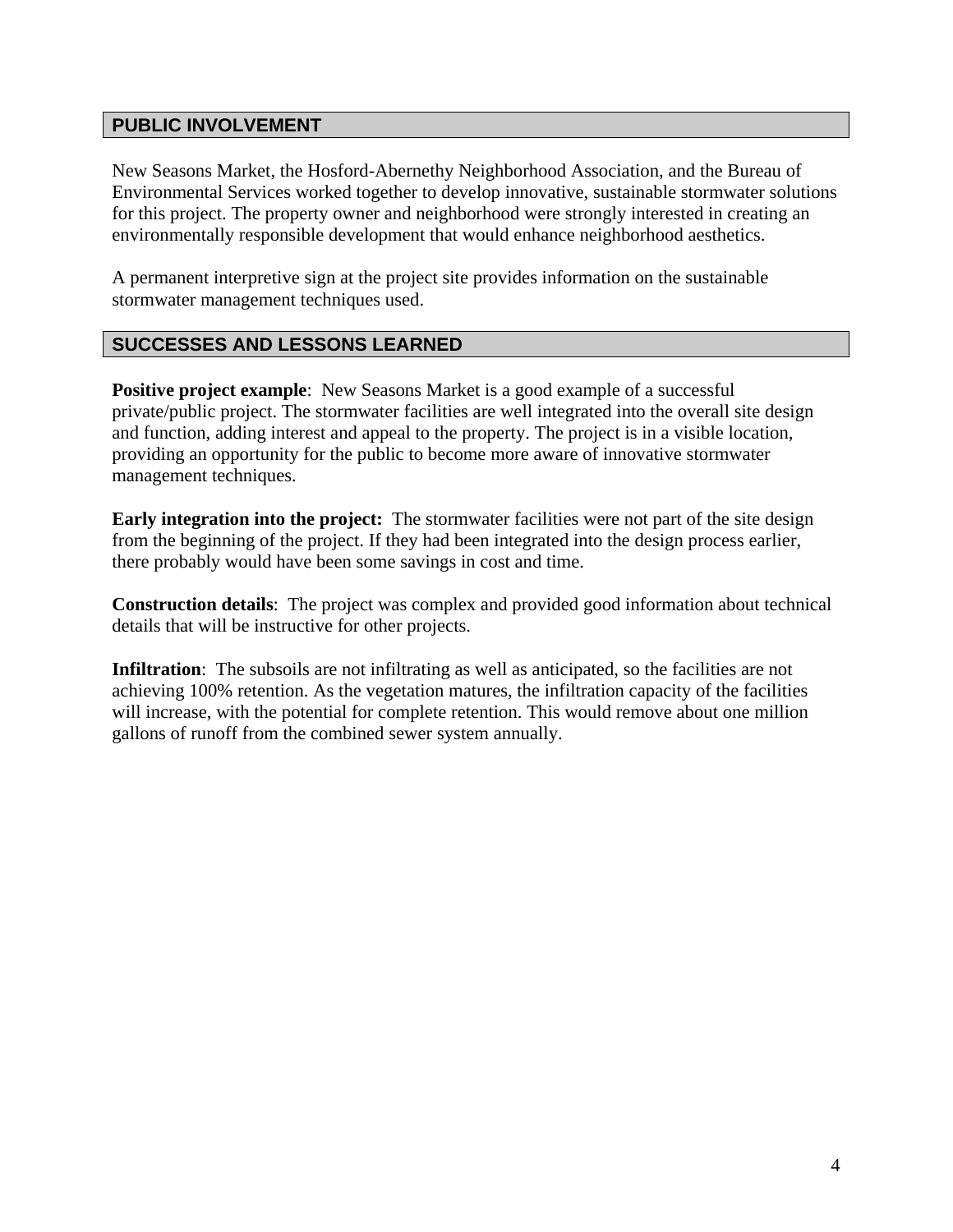## PUBLIC INVOLVEMENT

New Seasons Market, the Hosford-Abernethy Neighborhood Association, and the Bureau of Environmental Services worked together to develop innovative, sustainable stormwater solutions for this project. The property owner and neighborhood were strongly interested in creating an environmentally responsible development that would enhance neighborhood aesthetics.

A permanent interpretive sign at the project site provides information on the sustainable stormwater management techniques used.

## SUCCESSES AND LESSONS LEARNED

**Positive project example**: New Seasons Market is a good example of a successful private/public project. The stormwater facilities are well integrated into the overall site design and function, adding interest and appeal to the property. The project is in a visible location, providing an opportunity for the public to become more aware of innovative stormwater management techniques.

**Early integration into the project:** The stormwater facilities were not part of the site design from the beginning of the project. If they had been integrated into the design process earlier, there probably would have been some savings in cost and time.

**Construction details**: The project was complex and provided good information about technical details that will be instructive for other projects.

**Infiltration**: The subsoils are not infiltrating as well as anticipated, so the facilities are not achieving 100% retention. As the vegetation matures, the infiltration capacity of the facilities will increase, with the potential for complete retention. This would remove about one million gallons of runoff from the combined sewer system annually.